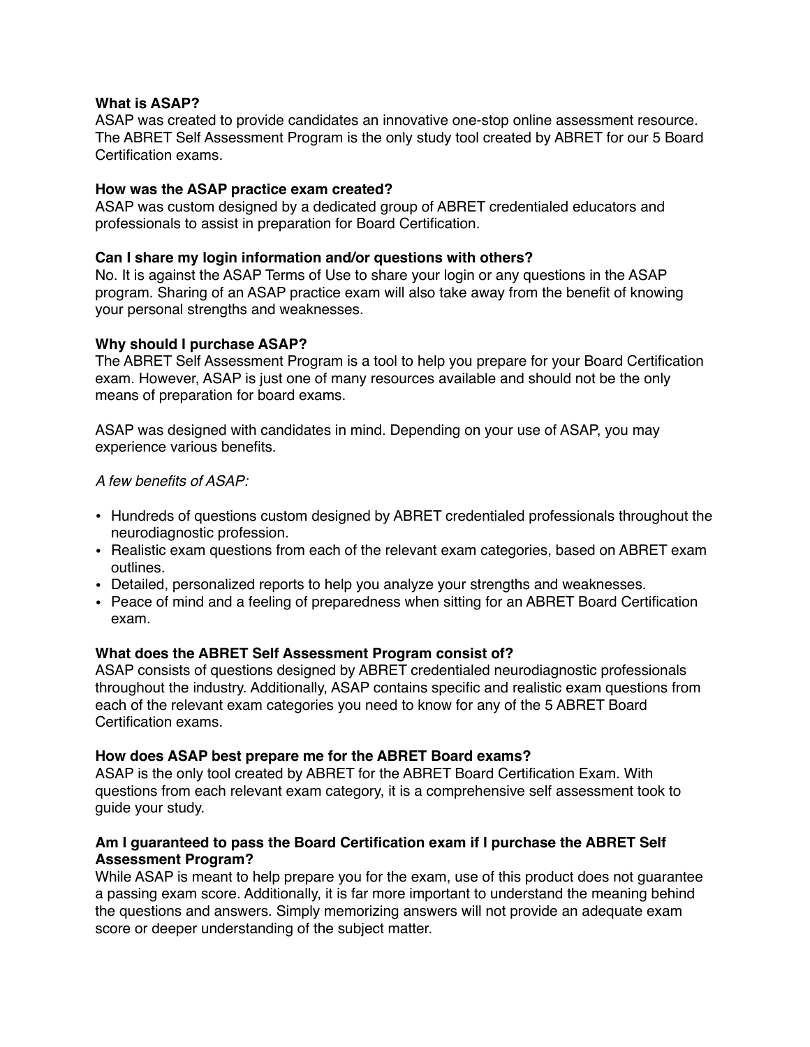**What is ASAP?**
ASAP was created to provide candidates an innovative one-stop online assessment resource. The ABRET Self Assessment Program is the only study tool created by ABRET for our 5 Board Certification exams.

**How was the ASAP practice exam created?**
ASAP was custom designed by a dedicated group of ABRET credentialed educators and professionals to assist in preparation for Board Certification.

**Can I share my login information and/or questions with others?**
No. It is against the ASAP Terms of Use to share your login or any questions in the ASAP program. Sharing of an ASAP practice exam will also take away from the benefit of knowing your personal strengths and weaknesses.

**Why should I purchase ASAP?**
The ABRET Self Assessment Program is a tool to help you prepare for your Board Certification exam. However, ASAP is just one of many resources available and should not be the only means of preparation for board exams.

ASAP was designed with candidates in mind. Depending on your use of ASAP, you may experience various benefits.

*A few benefits of ASAP:*

- Hundreds of questions custom designed by ABRET credentialed professionals throughout the neurodiagnostic profession.
- Realistic exam questions from each of the relevant exam categories, based on ABRET exam outlines.
- Detailed, personalized reports to help you analyze your strengths and weaknesses.
- Peace of mind and a feeling of preparedness when sitting for an ABRET Board Certification exam.

**What does the ABRET Self Assessment Program consist of?**
ASAP consists of questions designed by ABRET credentialed neurodiagnostic professionals throughout the industry. Additionally, ASAP contains specific and realistic exam questions from each of the relevant exam categories you need to know for any of the 5 ABRET Board Certification exams.

**How does ASAP best prepare me for the ABRET Board exams?**
ASAP is the only tool created by ABRET for the ABRET Board Certification Exam. With questions from each relevant exam category, it is a comprehensive self assessment took to guide your study.

**Am I guaranteed to pass the Board Certification exam if I purchase the ABRET Self Assessment Program?**
While ASAP is meant to help prepare you for the exam, use of this product does not guarantee a passing exam score. Additionally, it is far more important to understand the meaning behind the questions and answers. Simply memorizing answers will not provide an adequate exam score or deeper understanding of the subject matter.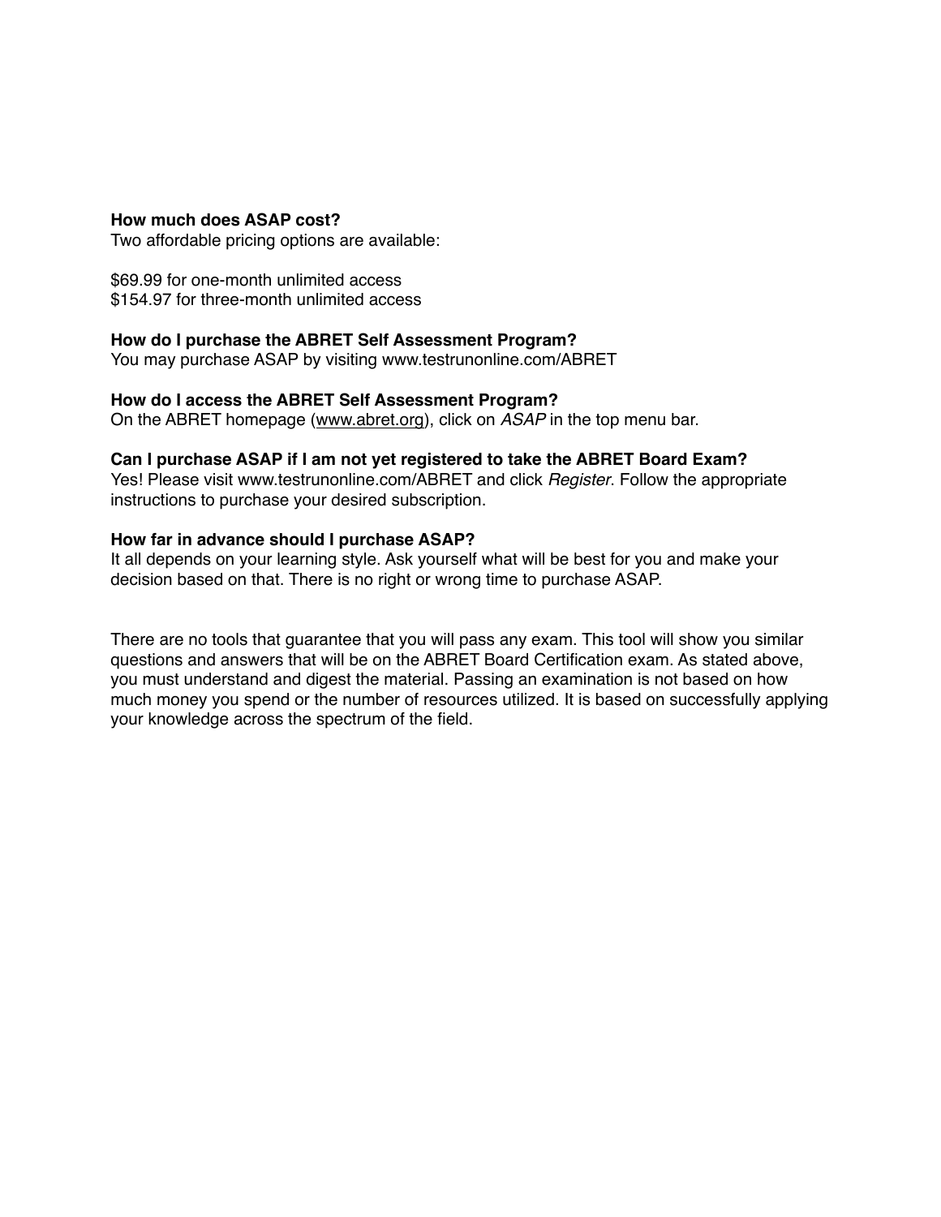**How much does ASAP cost?**
Two affordable pricing options are available:

$69.99 for one-month unlimited access
$154.97 for three-month unlimited access

**How do I purchase the ABRET Self Assessment Program?**
You may purchase ASAP by visiting www.testrunonline.com/ABRET

**How do I access the ABRET Self Assessment Program?**
On the ABRET homepage (www.abret.org), click on *ASAP* in the top menu bar.

**Can I purchase ASAP if I am not yet registered to take the ABRET Board Exam?**
Yes! Please visit www.testrunonline.com/ABRET and click *Register*. Follow the appropriate instructions to purchase your desired subscription.

**How far in advance should I purchase ASAP?**
It all depends on your learning style. Ask yourself what will be best for you and make your decision based on that. There is no right or wrong time to purchase ASAP.

There are no tools that guarantee that you will pass any exam. This tool will show you similar questions and answers that will be on the ABRET Board Certification exam. As stated above, you must understand and digest the material. Passing an examination is not based on how much money you spend or the number of resources utilized. It is based on successfully applying your knowledge across the spectrum of the field.